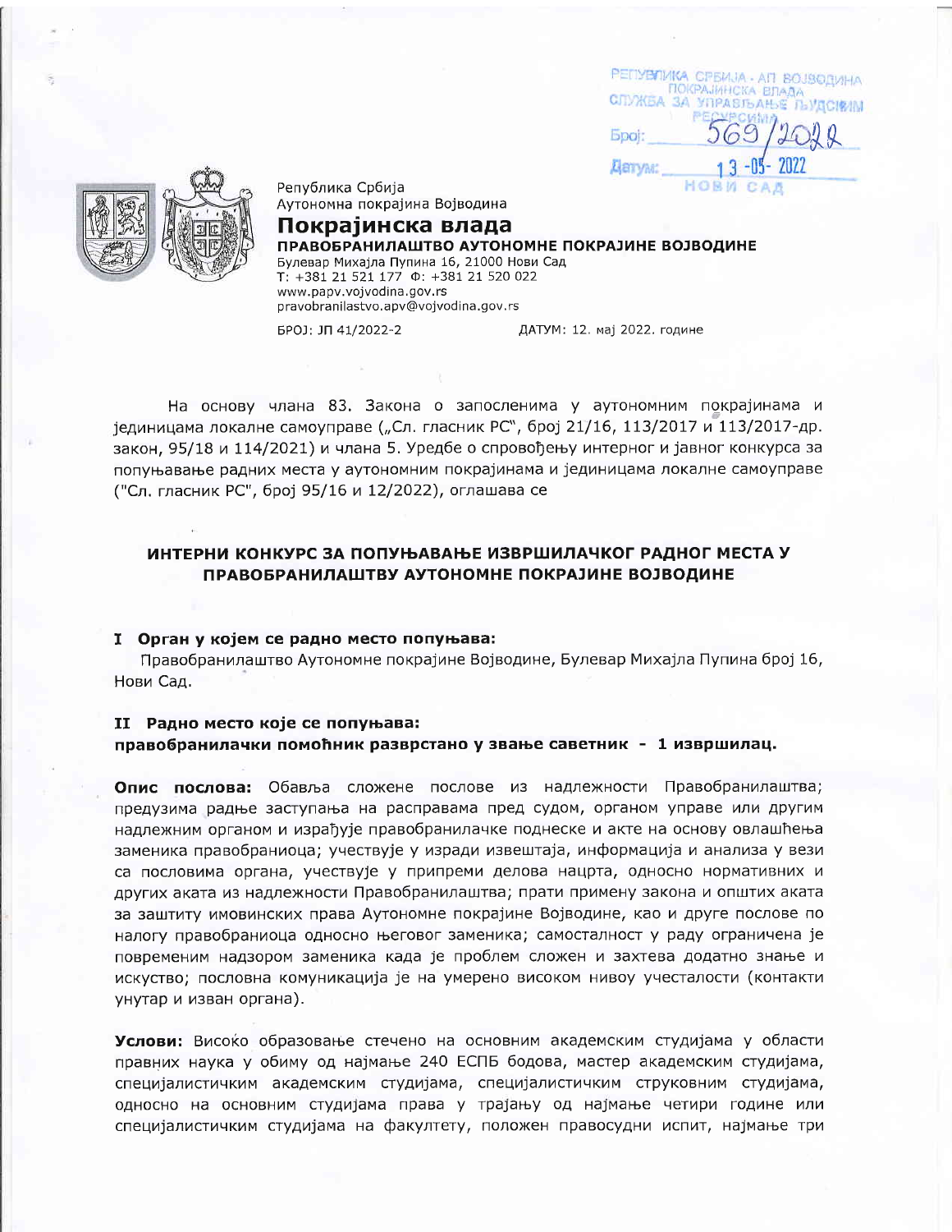РЕПУБЛИКА СРБИЈА - АП ВОЈВОДИНА
ПОКРАЈИНСКА ВЛАДА
СЛУЖБА ЗА УПРАВЉАЊЕ ЉУДСКИМ РЕСУРСИМА
Број: 569/2022
Датум: 13-05-2022
НОВИ САД

Република Србија
Аутономна покрајина Војводина
**Покрајинска влада**
**ПРАВОБРАНИЛАШТВО АУТОНОМНЕ ПОКРАЈИНЕ ВОЈВОДИНЕ**
Булевар Михајла Пупина 16, 21000 Нови Сад
Т: +381 21 521 177 Ф: +381 21 520 022
www.papv.vojvodina.gov.rs
pravobranilastvo.apv@vojvodina.gov.rs

БРОЈ: ЈП 41/2022-2 ДАТУМ: 12. мај 2022. године

На основу члана 83. Закона о запосленима у аутономним покрајинама и јединицама локалне самоуправе („Сл. гласник РС", број 21/16, 113/2017 и 113/2017-др. закон, 95/18 и 114/2021) и члана 5. Уредбе о спровођењу интерног и јавног конкурса за попуњавање радних места у аутономним покрајинама и јединицама локалне самоуправе ("Сл. гласник РС", број 95/16 и 12/2022), оглашава се

## ИНТЕРНИ КОНКУРС ЗА ПОПУЊАВАЊЕ ИЗВРШИЛАЧКОГ РАДНОГ МЕСТА У ПРАВОБРАНИЛАШТВУ АУТОНОМНЕ ПОКРАЈИНЕ ВОЈВОДИНЕ

### I Орган у којем се радно место попуњава:

Правобранилаштво Аутономне покрајине Војводине, Булевар Михајла Пупина број 16, Нови Сад.

### II Радно место које се попуњава:

**правобранилачки помоћник разврстано у звање саветник - 1 извршилац.**

**Опис послова:** Обавља сложене послове из надлежности Правобранилаштва; предузима радње заступања на расправама пред судом, органом управе или другим надлежним органом и израђује правобранилачке поднеске и акте на основу овлашћења заменика правобраниоца; учествује у изради извештаја, информација и анализа у вези са пословима органа, учествује у припреми делова нацрта, односно нормативних и других аката из надлежности Правобранилаштва; прати примену закона и општих аката за заштиту имовинских права Аутономне покрајине Војводине, као и друге послове по налогу правобраниоца односно његовог заменика; самосталност у раду ограничена је повременим надзором заменика када је проблем сложен и захтева додатно знање и искуство; пословна комуникација је на умерено високом нивоу учесталости (контакти унутар и изван органа).

**Услови:** Високо образовање стечено на основним академским студијама у области правних наука у обиму од најмање 240 ЕСПБ бодова, мастер академским студијама, специјалистичким академским студијама, специјалистичким струковним студијама, односно на основним студијама права у трајању од најмање четири године или специјалистичким студијама на факултету, положен правосудни испит, најмање три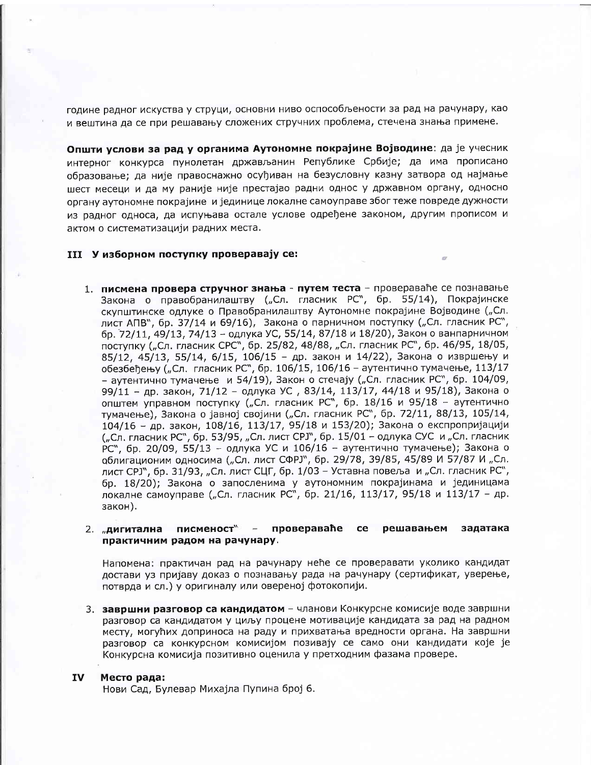године радног искуства у струци, основни ниво оспособљености за рад на рачунару, као и вештина да се при решавању сложених стручних проблема, стечена знања примене.

**Општи услови за рад у органима Аутономне покрајине Војводине**: да је учесник интерног конкурса пунолетан држављанин Републике Србије; да има прописано образовање; да није правоснажно осуђиван на безусловну казну затвора од најмање шест месеци и да му раније није престајао радни однос у државном органу, односно органу аутономне покрајине и јединице локалне самоуправе због теже повреде дужности из радног односа, да испуњава остале услове одређене законом, другим прописом и актом о систематизацији радних места.

## III У изборном поступку проверавају се:

1. **писмена провера стручног знања - путем теста** – провераваће се познавање Закона о правобранилаштву („Сл. гласник РС", бр. 55/14), Покрајинске скупштинске одлуке о Правобранилаштву Аутономне покрајине Војводине („Сл. лист АПВ", бр. 37/14 и 69/16), Закона о парничном поступку („Сл. гласник РС", бр. 72/11, 49/13, 74/13 – одлука УС, 55/14, 87/18 и 18/20), Закон о ванпарничном поступку („Сл. гласник СРС", бр. 25/82, 48/88, „Сл. гласник РС", бр. 46/95, 18/05, 85/12, 45/13, 55/14, 6/15, 106/15 – др. закон и 14/22), Закона о извршењу и обезбеђењу („Сл. гласник РС", бр. 106/15, 106/16 – аутентично тумачење, 113/17 – аутентично тумачење и 54/19), Закон о стечају („Сл. гласник РС", бр. 104/09, 99/11 – др. закон, 71/12 – одлука УС , 83/14, 113/17, 44/18 и 95/18), Закона о општем управном поступку („Сл. гласник РС", бр. 18/16 и 95/18 – аутентично тумачење), Закона о јавној својини („Сл. гласник РС", бр. 72/11, 88/13, 105/14, 104/16 – др. закон, 108/16, 113/17, 95/18 и 153/20); Закона о експропријацији („Сл. гласник РС", бр. 53/95, „Сл. лист СРЈ", бр. 15/01 – одлука СУС и „Сл. гласник РС", бр. 20/09, 55/13 – одлука УС и 106/16 – аутентично тумачење); Закона о облигационим односима („Сл. лист СФРЈ", бр. 29/78, 39/85, 45/89 И 57/87 И „Сл. лист СРЈ", бр. 31/93, „Сл. лист СЦГ, бр. 1/03 – Уставна повеља и „Сл. гласник РС", бр. 18/20); Закона о запосленима у аутономним покрајинама и јединицама локалне самоуправе („Сл. гласник РС", бр. 21/16, 113/17, 95/18 и 113/17 – др. закон).

2. **„дигитална писменост" – провераваће се решавањем задатака практичним радом на рачунару**.

   Напомена: практичан рад на рачунару неће се проверавати уколико кандидат достави уз пријаву доказ о познавању рада на рачунару (сертификат, уверење, потврда и сл.) у оригиналу или овереној фотокопији.

3. **завршни разговор са кандидатом** – чланови Конкурсне комисије воде завршни разговор са кандидатом у циљу процене мотивације кандидата за рад на радном месту, могућих доприноса на раду и прихватања вредности органа. На завршни разговор са конкурсном комисијом позивају се само они кандидати које је Конкурсна комисија позитивно оценила у претходним фазама провере.

## IV Место рада:

Нови Сад, Булевар Михајла Пупина број 6.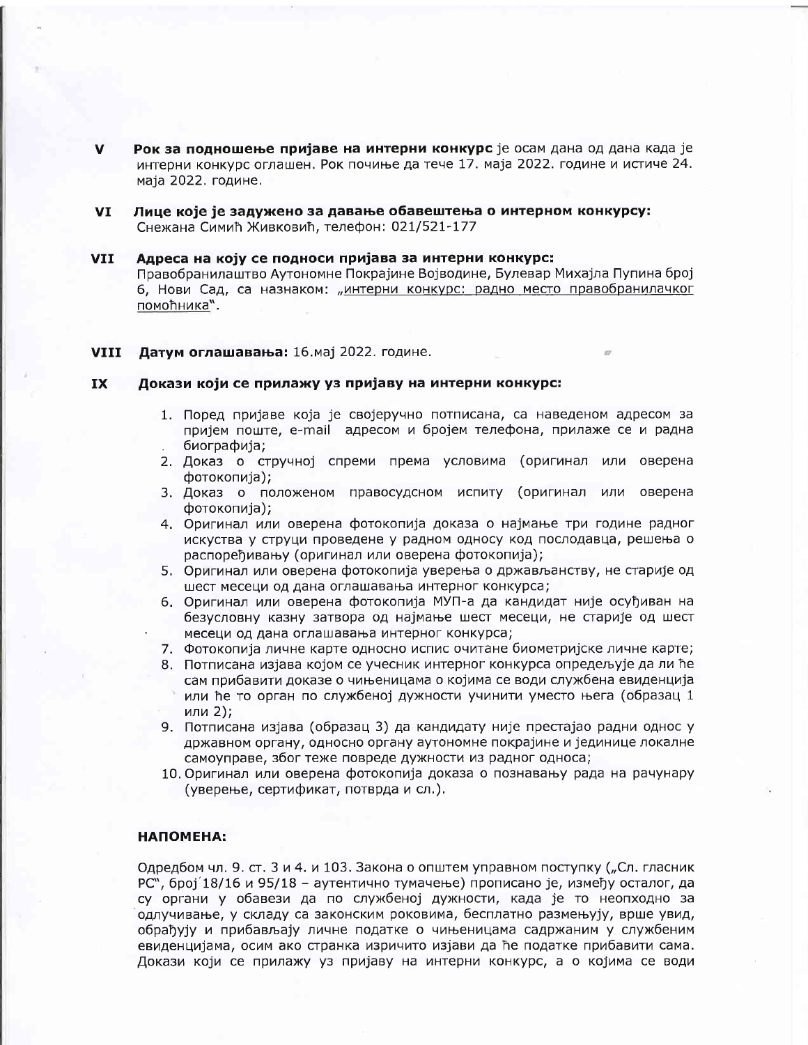**V** **Рок за подношење пријаве на интерни конкурс** је осам дана од дана када је интерни конкурс оглашен. Рок почиње да тече 17. маја 2022. године и истиче 24. маја 2022. године.

**VI** **Лице које је задужено за давање обавештења о интерном конкурсу:** Снежана Симић Живковић, телефон: 021/521-177

**VII** **Адреса на коју се подноси пријава за интерни конкурс:** Правобранилаштво Аутономне Покрајине Војводине, Булевар Михајла Пупина број 6, Нови Сад, са назнаком: „интерни конкурс: радно место правобранилачког помоћника".

**VIII** **Датум оглашавања:** 16.мај 2022. године.

**IX** **Докази који се прилажу уз пријаву на интерни конкурс:**

1. Поред пријаве која је својеручно потписана, са наведеном адресом за пријем поште, e-mail адресом и бројем телефона, прилаже се и радна биографија;
2. Доказ о стручној спреми према условима (оригинал или оверена фотокопија);
3. Доказ о положеном правосудном испиту (оригинал или оверена фотокопија);
4. Оригинал или оверена фотокопија доказа о најмање три године радног искуства у струци проведене у радном односу код послодавца, решења о распоређивању (оригинал или оверена фотокопија);
5. Оригинал или оверена фотокопија уверења о држављанству, не старије од шест месеци од дана оглашавања интерног конкурса;
6. Оригинал или оверена фотокопија МУП-а да кандидат није осуђиван на безусловну казну затвора од најмање шест месеци, не старије од шест месеци од дана оглашавања интерног конкурса;
7. Фотокопија личне карте односно испис очитане биометријске личне карте;
8. Потписана изјава којом се учесник интерног конкурса опредељује да ли ће сам прибавити доказе о чињеницама о којима се води службена евиденција или ће то орган по службеној дужности учинити уместо њега (образац 1 или 2);
9. Потписана изјава (образац 3) да кандидату није престајао радни однос у државном органу, односно органу аутономне покрајине и јединице локалне самоуправе, због теже повреде дужности из радног односа;
10. Оригинал или оверена фотокопија доказа о познавању рада на рачунару (уверење, сертификат, потврда и сл.).

**НАПОМЕНА:**

Одредбом чл. 9. ст. 3 и 4. и 103. Закона о општем управном поступку („Сл. гласник РС", број 18/16 и 95/18 – аутентично тумачење) прописано је, између осталог, да су органи у обавези да по службеној дужности, када је то неопходно за одлучивање, у складу са законским роковима, бесплатно размењују, врше увид, обрађују и прибављају личне податке о чињеницама садржаним у службеним евиденцијама, осим ако странка изричито изјави да ће податке прибавити сама. Докази који се прилажу уз пријаву на интерни конкурс, а о којима се води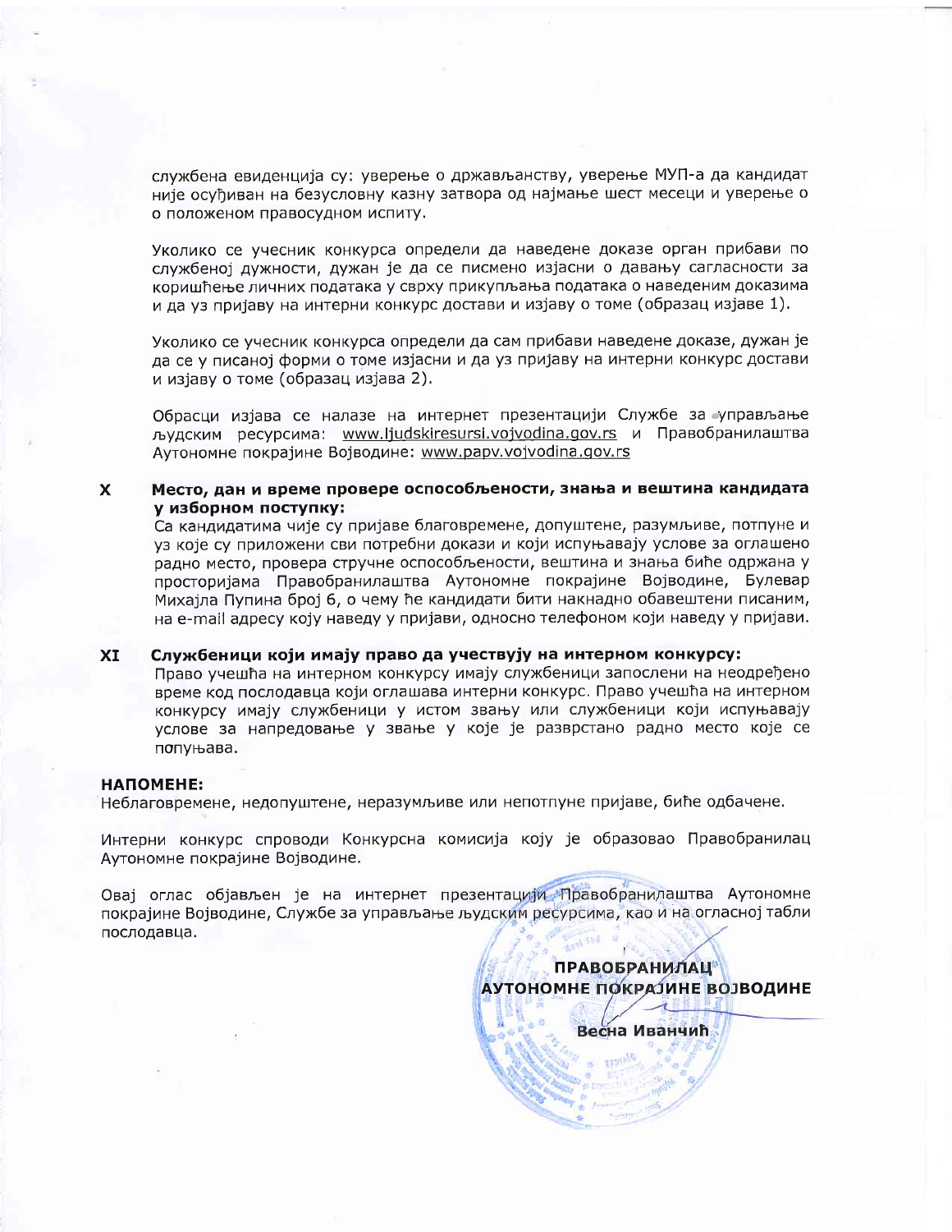службена евиденција су: уверење о држављанству, уверење МУП-а да кандидат није осуђиван на безусловну казну затвора од најмање шест месеци и уверење о о положеном правосудном испиту.

Уколико се учесник конкурса определи да наведене доказе орган прибави по службеној дужности, дужан је да се писмено изјасни о давању сагласности за коришћење личних података у сврху прикупљања података о наведеним доказима и да уз пријаву на интерни конкурс достави и изјаву о томе (образац изјаве 1).

Уколико се учесник конкурса определи да сам прибави наведене доказе, дужан је да се у писаној форми о томе изјасни и да уз пријаву на интерни конкурс достави и изјаву о томе (образац изјава 2).

Обрасци изјава се налазе на интернет презентацији Службе за управљање људским ресурсима: www.ljudskiresursi.vojvodina.gov.rs и Правобранилаштва Аутономне покрајине Војводине: www.papv.vojvodina.gov.rs

**X Место, дан и време провере оспособљености, знања и вештина кандидата у изборном поступку:**

Са кандидатима чије су пријаве благовремене, допуштене, разумљиве, потпуне и уз које су приложени сви потребни докази и који испуњавају услове за оглашено радно место, провера стручне оспособљености, вештина и знања биће одржана у просторијама Правобранилаштва Аутономне покрајине Војводине, Булевар Михајла Пупина број 6, о чему ће кандидати бити накнадно обавештени писаним, на e-mail адресу коју наведу у пријави, односно телефоном који наведу у пријави.

**XI Службеници који имају право да учествују на интерном конкурсу:**

Право учешћа на интерном конкурсу имају службеници запослени на неодређено време код послодавца који оглашава интерни конкурс. Право учешћа на интерном конкурсу имају службеници у истом звању или службеници који испуњавају услове за напредовање у звање у које је разврстано радно место које се попуњава.

**НАПОМЕНЕ:**

Неблаговремене, недопуштене, неразумљиве или непотпуне пријаве, биће одбачене.

Интерни конкурс спроводи Конкурсна комисија коју је образовао Правобранилац Аутономне покрајине Војводине.

Овај оглас објављен је на интернет презентацији Правобранилаштва Аутономне покрајине Војводине, Службе за управљање људским ресурсима, као и на огласној табли послодавца.

**ПРАВОБРАНИЛАЦ**
**АУТОНОМНЕ ПОКРАЈИНЕ ВОЈВОДИНЕ**

**Весна Иванчић**